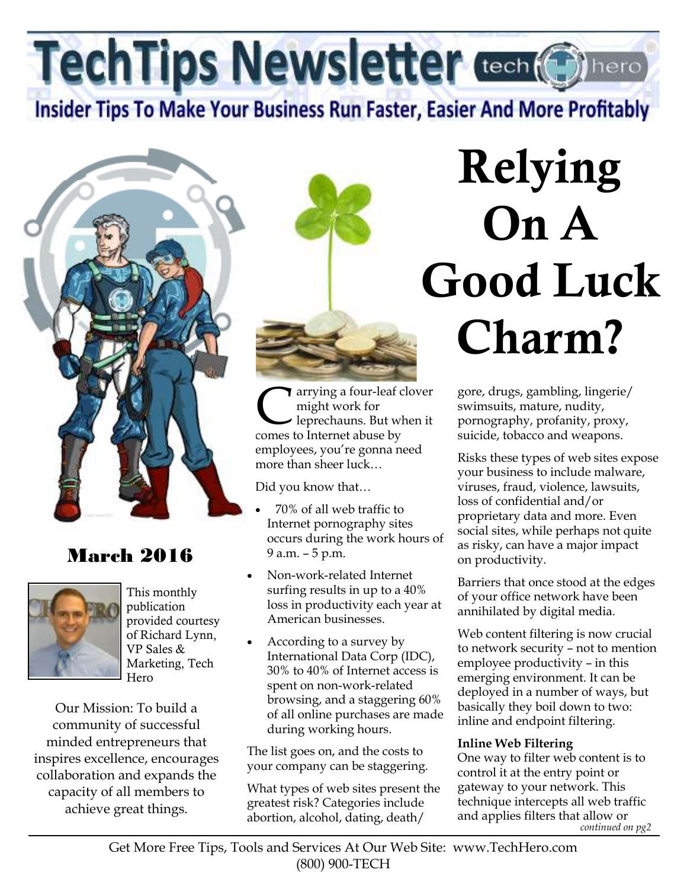# TechTips Newsletter

**Insider Tips To Make Your Business Run Faster, Easier And More Profitably**

## March 2016

This monthly publication provided courtesy of Richard Lynn, VP Sales & Marketing, Tech Hero

Our Mission: To build a community of successful minded entrepreneurs that inspires excellence, encourages collaboration and expands the capacity of all members to achieve great things.

# Relying On A Good Luck Charm?

Carrying a four-leaf clover might work for leprechauns. But when it comes to Internet abuse by employees, you're gonna need more than sheer luck…

Did you know that…

- 70% of all web traffic to Internet pornography sites occurs during the work hours of 9 a.m. – 5 p.m.
- Non-work-related Internet surfing results in up to a 40% loss in productivity each year at American businesses.
- According to a survey by International Data Corp (IDC), 30% to 40% of Internet access is spent on non-work-related browsing, and a staggering 60% of all online purchases are made during working hours.

The list goes on, and the costs to your company can be staggering.

What types of web sites present the greatest risk? Categories include abortion, alcohol, dating, death/gore, drugs, gambling, lingerie/swimsuits, mature, nudity, pornography, profanity, proxy, suicide, tobacco and weapons.

Risks these types of web sites expose your business to include malware, viruses, fraud, violence, lawsuits, loss of confidential and/or proprietary data and more. Even social sites, while perhaps not quite as risky, can have a major impact on productivity.

Barriers that once stood at the edges of your office network have been annihilated by digital media.

Web content filtering is now crucial to network security – not to mention employee productivity – in this emerging environment. It can be deployed in a number of ways, but basically they boil down to two: inline and endpoint filtering.

**Inline Web Filtering**

One way to filter web content is to control it at the entry point or gateway to your network. This technique intercepts all web traffic and applies filters that allow or

*continued on pg2*

Get More Free Tips, Tools and Services At Our Web Site: www.TechHero.com
(800) 900-TECH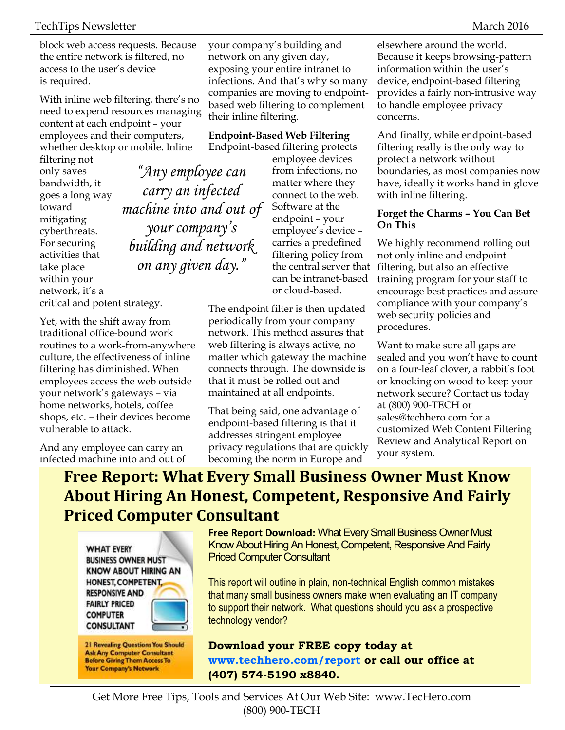block web access requests. Because the entire network is filtered, no access to the user's device is required.

With inline web filtering, there's no need to expend resources managing content at each endpoint – your employees and their computers, whether desktop or mobile. Inline filtering not only saves bandwidth, it goes a long way toward mitigating cyberthreats. For securing activities that take place within your network, it's a critical and potent strategy.

*"Any employee can carry an infected machine into and out of your company's building and network on any given day."*

Yet, with the shift away from traditional office-bound work routines to a work-from-anywhere culture, the effectiveness of inline filtering has diminished. When employees access the web outside your network's gateways – via home networks, hotels, coffee shops, etc. – their devices become vulnerable to attack.

And any employee can carry an infected machine into and out of your company's building and network on any given day, exposing your entire intranet to infections. And that's why so many companies are moving to endpoint-based web filtering to complement their inline filtering.

**Endpoint-Based Web Filtering**

Endpoint-based filtering protects employee devices from infections, no matter where they connect to the web. Software at the endpoint – your employee's device – carries a predefined filtering policy from the central server that can be intranet-based or cloud-based.

The endpoint filter is then updated periodically from your company network. This method assures that web filtering is always active, no matter which gateway the machine connects through. The downside is that it must be rolled out and maintained at all endpoints.

That being said, one advantage of endpoint-based filtering is that it addresses stringent employee privacy regulations that are quickly becoming the norm in Europe and elsewhere around the world. Because it keeps browsing-pattern information within the user's device, endpoint-based filtering provides a fairly non-intrusive way to handle employee privacy concerns.

And finally, while endpoint-based filtering really is the only way to protect a network without boundaries, as most companies now have, ideally it works hand in glove with inline filtering.

**Forget the Charms – You Can Bet On This**

We highly recommend rolling out not only inline and endpoint filtering, but also an effective training program for your staff to encourage best practices and assure compliance with your company's web security policies and procedures.

Want to make sure all gaps are sealed and you won't have to count on a four-leaf clover, a rabbit's foot or knocking on wood to keep your network secure? Contact us today at (800) 900-TECH or sales@techhero.com for a customized Web Content Filtering Review and Analytical Report on your system.

# Free Report: What Every Small Business Owner Must Know About Hiring An Honest, Competent, Responsive And Fairly Priced Computer Consultant

WHAT EVERY BUSINESS OWNER MUST KNOW ABOUT HIRING AN HONEST, COMPETENT, RESPONSIVE AND FAIRLY PRICED COMPUTER CONSULTANT

21 Revealing Questions You Should Ask Any Computer Consultant Before Giving Them Access To Your Company's Network

**Free Report Download:** What Every Small Business Owner Must Know About Hiring An Honest, Competent, Responsive And Fairly Priced Computer Consultant

This report will outline in plain, non-technical English common mistakes that many small business owners make when evaluating an IT company to support their network. What questions should you ask a prospective technology vendor?

**Download your FREE copy today at [www.techhero.com/report](www.techhero.com/report) or call our office at (407) 574-5190 x8840.**

Get More Free Tips, Tools and Services At Our Web Site: www.TecHero.com
(800) 900-TECH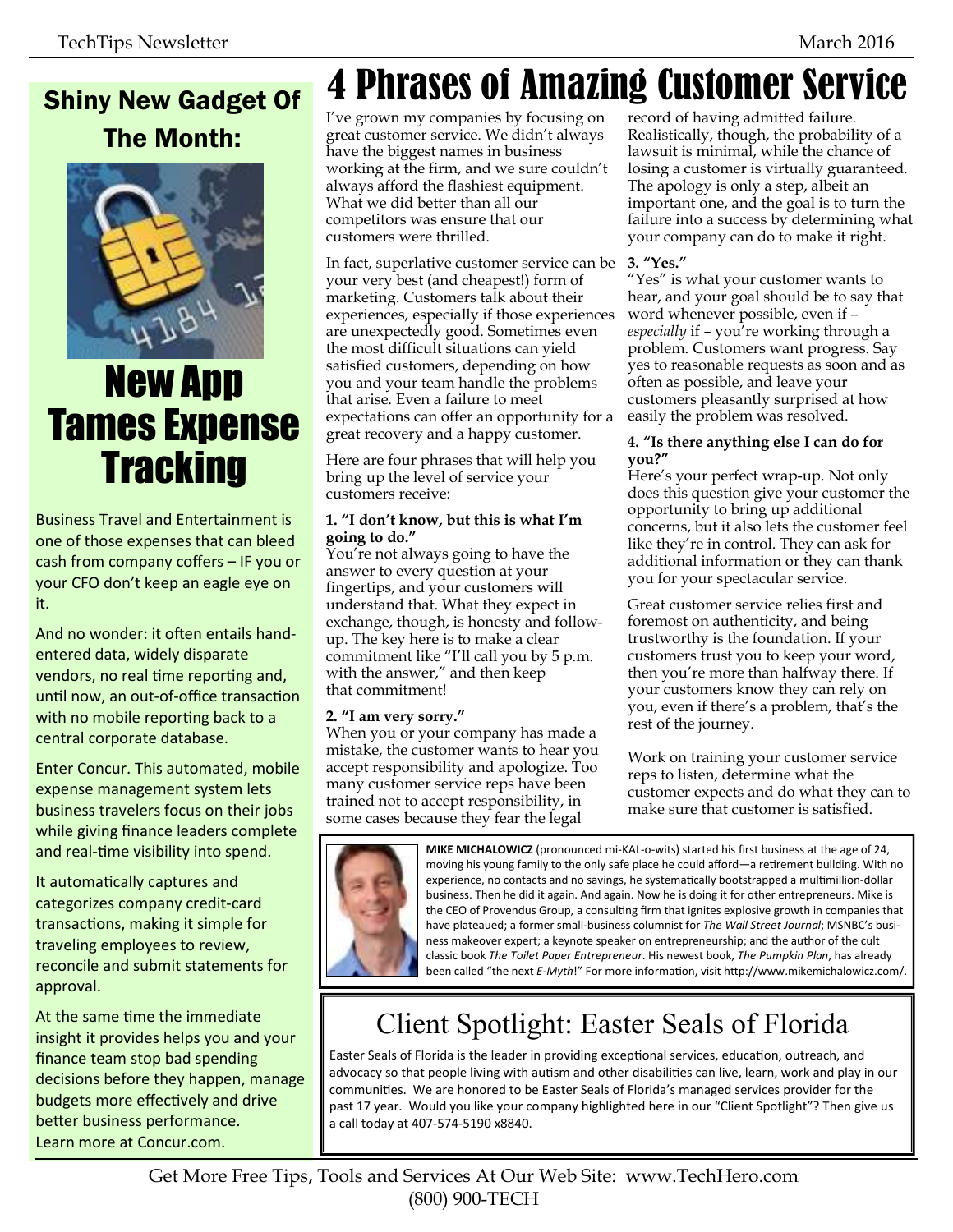## Shiny New Gadget Of The Month:

# New App Tames Expense Tracking

Business Travel and Entertainment is one of those expenses that can bleed cash from company coffers – IF you or your CFO don't keep an eagle eye on it.

And no wonder: it often entails hand-entered data, widely disparate vendors, no real time reporting and, until now, an out-of-office transaction with no mobile reporting back to a central corporate database.

Enter Concur. This automated, mobile expense management system lets business travelers focus on their jobs while giving finance leaders complete and real-time visibility into spend.

It automatically captures and categorizes company credit-card transactions, making it simple for traveling employees to review, reconcile and submit statements for approval.

At the same time the immediate insight it provides helps you and your finance team stop bad spending decisions before they happen, manage budgets more effectively and drive better business performance.
Learn more at Concur.com.

# 4 Phrases of Amazing Customer Service

I've grown my companies by focusing on great customer service. We didn't always have the biggest names in business working at the firm, and we sure couldn't always afford the flashiest equipment. What we did better than all our competitors was ensure that our customers were thrilled.

In fact, superlative customer service can be your very best (and cheapest!) form of marketing. Customers talk about their experiences, especially if those experiences are unexpectedly good. Sometimes even the most difficult situations can yield satisfied customers, depending on how you and your team handle the problems that arise. Even a failure to meet expectations can offer an opportunity for a great recovery and a happy customer.

Here are four phrases that will help you bring up the level of service your customers receive:

**1. "I don't know, but this is what I'm going to do."**
You're not always going to have the answer to every question at your fingertips, and your customers will understand that. What they expect in exchange, though, is honesty and follow-up. The key here is to make a clear commitment like "I'll call you by 5 p.m. with the answer," and then keep that commitment!

**2. "I am very sorry."**
When you or your company has made a mistake, the customer wants to hear you accept responsibility and apologize. Too many customer service reps have been trained not to accept responsibility, in some cases because they fear the legal record of having admitted failure. Realistically, though, the probability of a lawsuit is minimal, while the chance of losing a customer is virtually guaranteed. The apology is only a step, albeit an important one, and the goal is to turn the failure into a success by determining what your company can do to make it right.

**3. "Yes."**
"Yes" is what your customer wants to hear, and your goal should be to say that word whenever possible, even if – *especially* if – you're working through a problem. Customers want progress. Say yes to reasonable requests as soon and as often as possible, and leave your customers pleasantly surprised at how easily the problem was resolved.

**4. "Is there anything else I can do for you?"**
Here's your perfect wrap-up. Not only does this question give your customer the opportunity to bring up additional concerns, but it also lets the customer feel like they're in control. They can ask for additional information or they can thank you for your spectacular service.

Great customer service relies first and foremost on authenticity, and being trustworthy is the foundation. If your customers trust you to keep your word, then you're more than halfway there. If your customers know they can rely on you, even if there's a problem, that's the rest of the journey.

Work on training your customer service reps to listen, determine what the customer expects and do what they can to make sure that customer is satisfied.

**MIKE MICHALOWICZ** (pronounced mi-KAL-o-wits) started his first business at the age of 24, moving his young family to the only safe place he could afford—a retirement building. With no experience, no contacts and no savings, he systematically bootstrapped a multimillion-dollar business. Then he did it again. And again. Now he is doing it for other entrepreneurs. Mike is the CEO of Provendus Group, a consulting firm that ignites explosive growth in companies that have plateaued; a former small-business columnist for *The Wall Street Journal*; MSNBC's business makeover expert; a keynote speaker on entrepreneurship; and the author of the cult classic book *The Toilet Paper Entrepreneur*. His newest book, *The Pumpkin Plan*, has already been called "the next *E-Myth*!" For more information, visit http://www.mikemichalowicz.com/.

## Client Spotlight: Easter Seals of Florida

Easter Seals of Florida is the leader in providing exceptional services, education, outreach, and advocacy so that people living with autism and other disabilities can live, learn, work and play in our communities. We are honored to be Easter Seals of Florida's managed services provider for the past 17 year. Would you like your company highlighted here in our "Client Spotlight"? Then give us a call today at 407-574-5190 x8840.

Get More Free Tips, Tools and Services At Our Web Site: www.TechHero.com
(800) 900-TECH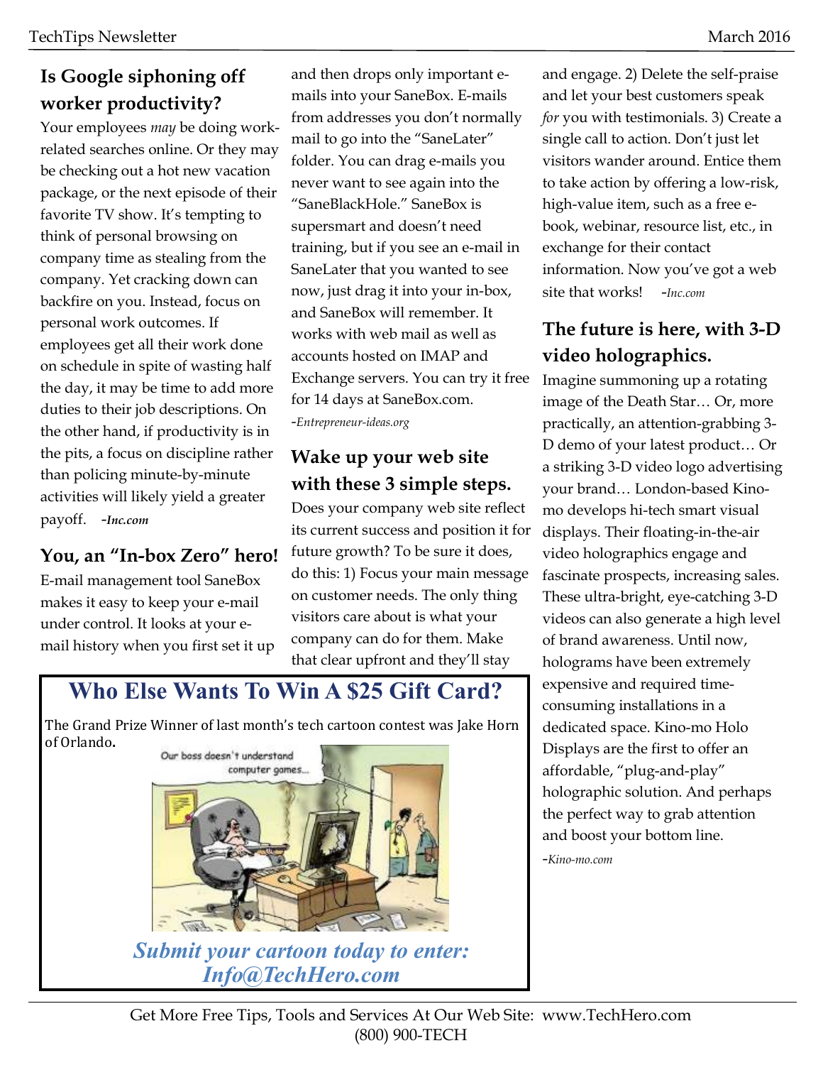## Is Google siphoning off worker productivity?

Your employees *may* be doing work-related searches online. Or they may be checking out a hot new vacation package, or the next episode of their favorite TV show. It's tempting to think of personal browsing on company time as stealing from the company. Yet cracking down can backfire on you. Instead, focus on personal work outcomes. If employees get all their work done on schedule in spite of wasting half the day, it may be time to add more duties to their job descriptions. On the other hand, if productivity is in the pits, a focus on discipline rather than policing minute-by-minute activities will likely yield a greater payoff. -*Inc.com*

## You, an "In-box Zero" hero!

E-mail management tool SaneBox makes it easy to keep your e-mail under control. It looks at your e-mail history when you first set it up and then drops only important e-mails into your SaneBox. E-mails from addresses you don't normally mail to go into the "SaneLater" folder. You can drag e-mails you never want to see again into the "SaneBlackHole." SaneBox is supersmart and doesn't need training, but if you see an e-mail in SaneLater that you wanted to see now, just drag it into your in-box, and SaneBox will remember. It works with web mail as well as accounts hosted on IMAP and Exchange servers. You can try it free for 14 days at SaneBox.com. -*Entrepreneur-ideas.org*

## Wake up your web site with these 3 simple steps.

Does your company web site reflect its current success and position it for future growth? To be sure it does, do this: 1) Focus your main message on customer needs. The only thing visitors care about is what your company can do for them. Make that clear upfront and they'll stay and engage. 2) Delete the self-praise and let your best customers speak *for* you with testimonials. 3) Create a single call to action. Don't just let visitors wander around. Entice them to take action by offering a low-risk, high-value item, such as a free e-book, webinar, resource list, etc., in exchange for their contact information. Now you've got a web site that works! -*Inc.com*

## The future is here, with 3-D video holographics.

Imagine summoning up a rotating image of the Death Star… Or, more practically, an attention-grabbing 3-D demo of your latest product… Or a striking 3-D video logo advertising your brand… London-based Kino-mo develops hi-tech smart visual displays. Their floating-in-the-air video holographics engage and fascinate prospects, increasing sales. These ultra-bright, eye-catching 3-D videos can also generate a high level of brand awareness. Until now, holograms have been extremely expensive and required time-consuming installations in a dedicated space. Kino-mo Holo Displays are the first to offer an affordable, "plug-and-play" holographic solution. And perhaps the perfect way to grab attention and boost your bottom line. -*Kino-mo.com*

## Who Else Wants To Win A $25 Gift Card?

The Grand Prize Winner of last month's tech cartoon contest was Jake Horn of Orlando.

Our boss doesn't understand computer games...

***Submit your cartoon today to enter: Info@TechHero.com***

Get More Free Tips, Tools and Services At Our Web Site: www.TechHero.com
(800) 900-TECH